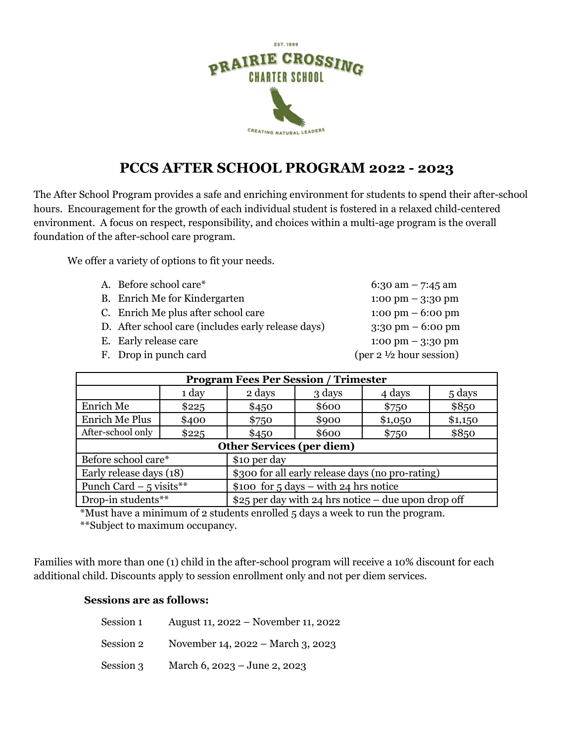EST. 1999

PRAIRIE CROSSING CHARTER SCHOOL

CREATING NATURAL LEADERS

# PCCS AFTER SCHOOL PROGRAM 2022 - 2023

The After School Program provides a safe and enriching environment for students to spend their after-school hours. Encouragement for the growth of each individual student is fostered in a relaxed child-centered environment. A focus on respect, responsibility, and choices within a multi-age program is the overall foundation of the after-school care program.

We offer a variety of options to fit your needs.

A. Before school care* — 6:30 am – 7:45 am
B. Enrich Me for Kindergarten — 1:00 pm – 3:30 pm
C. Enrich Me plus after school care — 1:00 pm – 6:00 pm
D. After school care (includes early release days) — 3:30 pm – 6:00 pm
E. Early release care — 1:00 pm – 3:30 pm
F. Drop in punch card — (per 2 ½ hour session)

| Program Fees Per Session / Trimester | | | | | |
|---|---|---|---|---|---|
| | 1 day | 2 days | 3 days | 4 days | 5 days |
| Enrich Me | $225 | $450 | $600 | $750 | $850 |
| Enrich Me Plus | $400 | $750 | $900 | $1,050 | $1,150 |
| After-school only | $225 | $450 | $600 | $750 | $850 |
| **Other Services (per diem)** | | | | | |
| Before school care* | $10 per day | | | | |
| Early release days (18) | $300 for all early release days (no pro-rating) | | | | |
| Punch Card – 5 visits** | $100 for 5 days – with 24 hrs notice | | | | |
| Drop-in students** | $25 per day with 24 hrs notice – due upon drop off | | | | |

*Must have a minimum of 2 students enrolled 5 days a week to run the program.
**Subject to maximum occupancy.

Families with more than one (1) child in the after-school program will receive a 10% discount for each additional child. Discounts apply to session enrollment only and not per diem services.

**Sessions are as follows:**

Session 1 — August 11, 2022 – November 11, 2022

Session 2 — November 14, 2022 – March 3, 2023

Session 3 — March 6, 2023 – June 2, 2023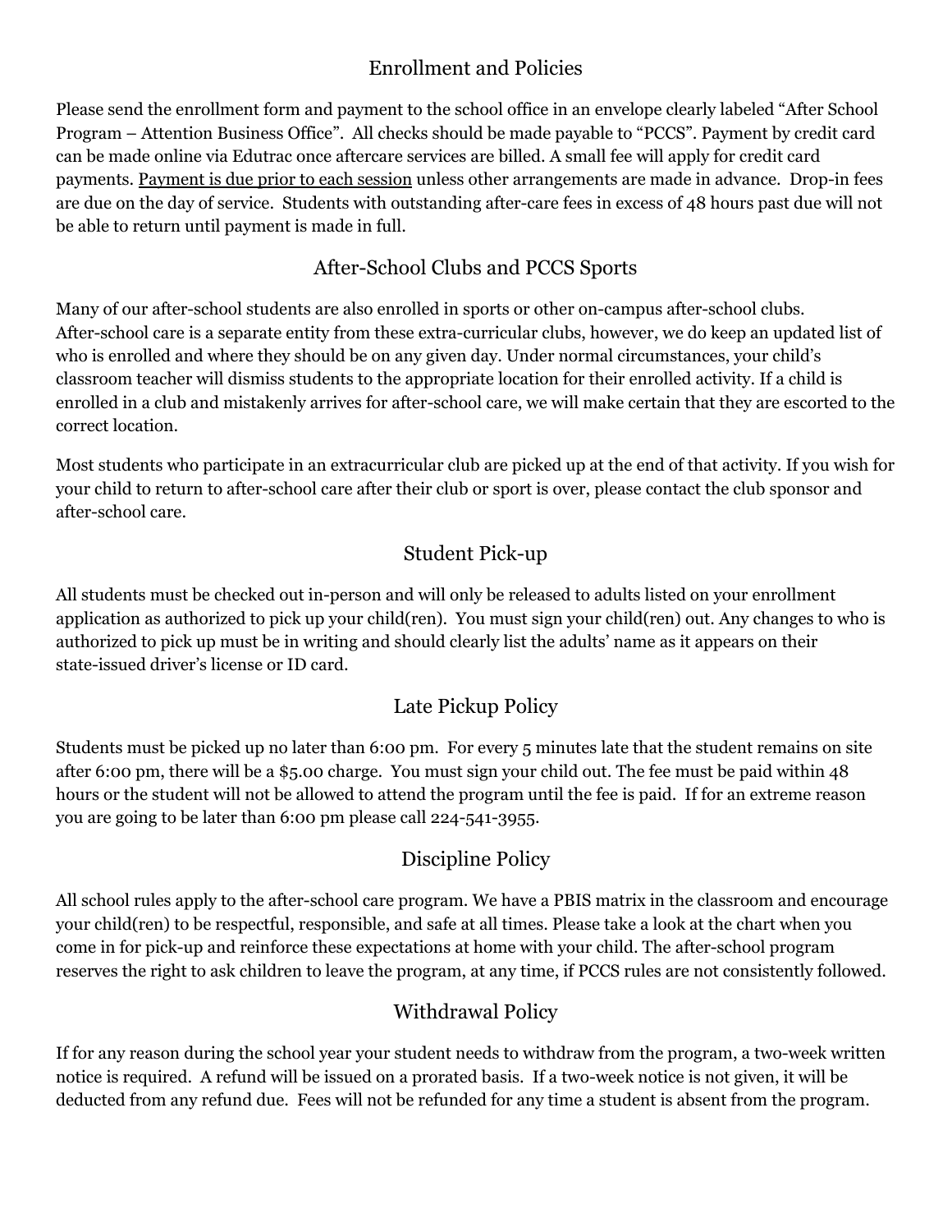## Enrollment and Policies

Please send the enrollment form and payment to the school office in an envelope clearly labeled "After School Program – Attention Business Office". All checks should be made payable to "PCCS". Payment by credit card can be made online via Edutrac once aftercare services are billed. A small fee will apply for credit card payments. <u>Payment is due prior to each session</u> unless other arrangements are made in advance. Drop-in fees are due on the day of service. Students with outstanding after-care fees in excess of 48 hours past due will not be able to return until payment is made in full.

## After-School Clubs and PCCS Sports

Many of our after-school students are also enrolled in sports or other on-campus after-school clubs. After-school care is a separate entity from these extra-curricular clubs, however, we do keep an updated list of who is enrolled and where they should be on any given day. Under normal circumstances, your child's classroom teacher will dismiss students to the appropriate location for their enrolled activity. If a child is enrolled in a club and mistakenly arrives for after-school care, we will make certain that they are escorted to the correct location.

Most students who participate in an extracurricular club are picked up at the end of that activity. If you wish for your child to return to after-school care after their club or sport is over, please contact the club sponsor and after-school care.

## Student Pick-up

All students must be checked out in-person and will only be released to adults listed on your enrollment application as authorized to pick up your child(ren). You must sign your child(ren) out. Any changes to who is authorized to pick up must be in writing and should clearly list the adults' name as it appears on their state-issued driver's license or ID card.

## Late Pickup Policy

Students must be picked up no later than 6:00 pm. For every 5 minutes late that the student remains on site after 6:00 pm, there will be a $5.00 charge. You must sign your child out. The fee must be paid within 48 hours or the student will not be allowed to attend the program until the fee is paid. If for an extreme reason you are going to be later than 6:00 pm please call 224-541-3955.

## Discipline Policy

All school rules apply to the after-school care program. We have a PBIS matrix in the classroom and encourage your child(ren) to be respectful, responsible, and safe at all times. Please take a look at the chart when you come in for pick-up and reinforce these expectations at home with your child. The after-school program reserves the right to ask children to leave the program, at any time, if PCCS rules are not consistently followed.

## Withdrawal Policy

If for any reason during the school year your student needs to withdraw from the program, a two-week written notice is required. A refund will be issued on a prorated basis. If a two-week notice is not given, it will be deducted from any refund due. Fees will not be refunded for any time a student is absent from the program.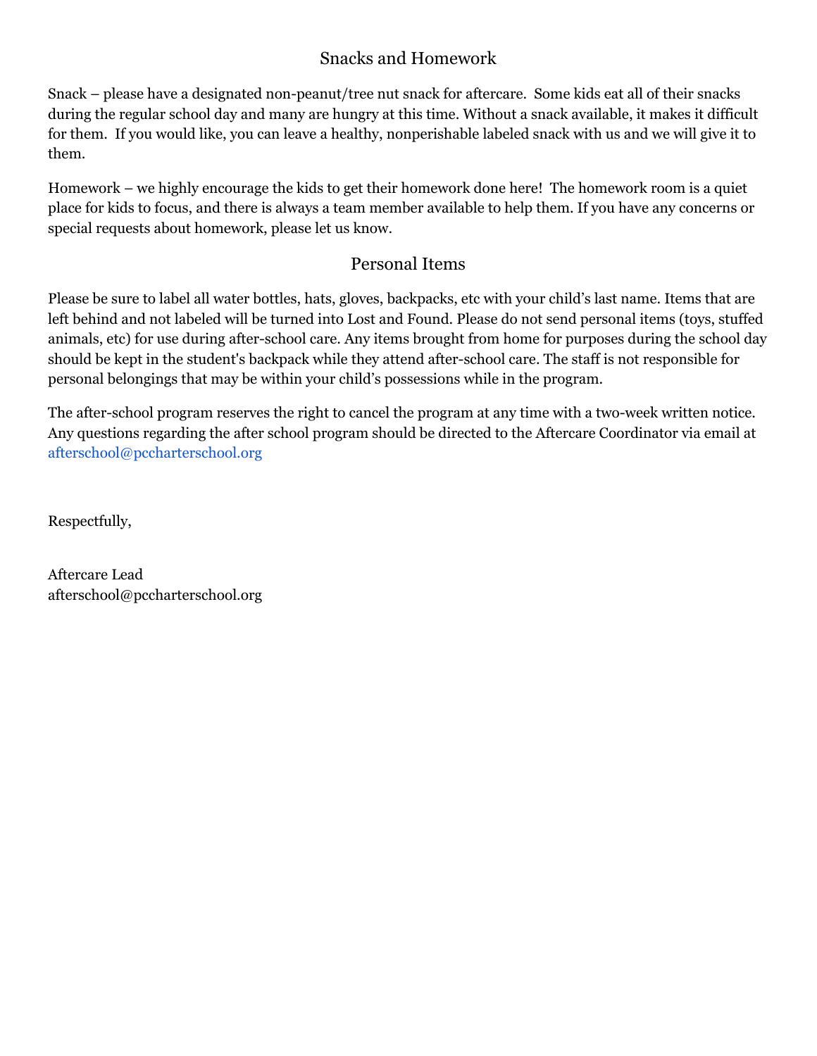## Snacks and Homework

Snack – please have a designated non-peanut/tree nut snack for aftercare. Some kids eat all of their snacks during the regular school day and many are hungry at this time. Without a snack available, it makes it difficult for them. If you would like, you can leave a healthy, nonperishable labeled snack with us and we will give it to them.

Homework – we highly encourage the kids to get their homework done here! The homework room is a quiet place for kids to focus, and there is always a team member available to help them. If you have any concerns or special requests about homework, please let us know.

## Personal Items

Please be sure to label all water bottles, hats, gloves, backpacks, etc with your child's last name. Items that are left behind and not labeled will be turned into Lost and Found. Please do not send personal items (toys, stuffed animals, etc) for use during after-school care. Any items brought from home for purposes during the school day should be kept in the student's backpack while they attend after-school care. The staff is not responsible for personal belongings that may be within your child's possessions while in the program.

The after-school program reserves the right to cancel the program at any time with a two-week written notice. Any questions regarding the after school program should be directed to the Aftercare Coordinator via email at afterschool@pccharterschool.org

Respectfully,

Aftercare Lead
afterschool@pccharterschool.org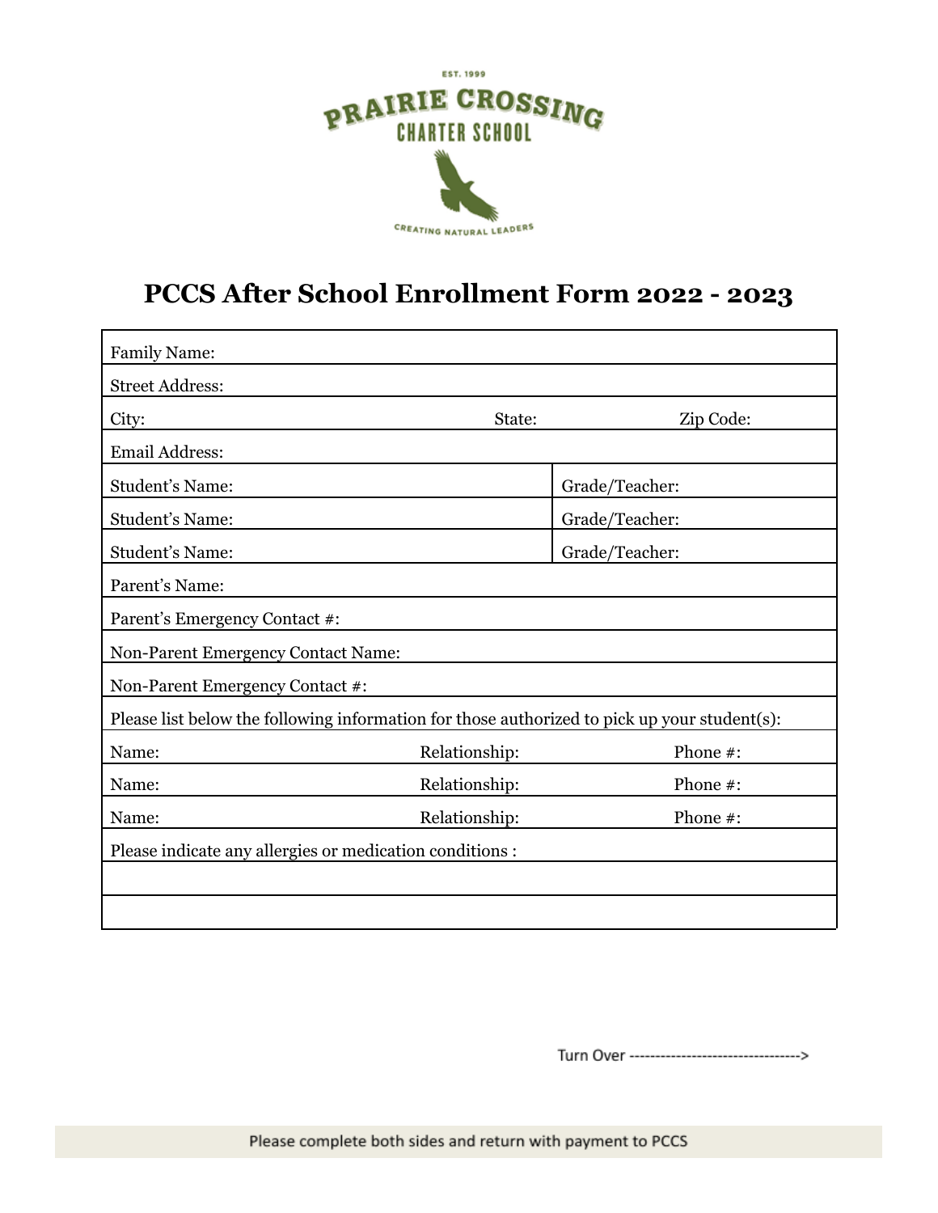EST. 1999

PRAIRIE CROSSING CHARTER SCHOOL

CREATING NATURAL LEADERS

# PCCS After School Enrollment Form 2022 - 2023

| | | |
|---|---|---|
| Family Name: | | |
| Street Address: | | |
| City: | State: | Zip Code: |
| Email Address: | | |
| Student's Name: | Grade/Teacher: | |
| Student's Name: | Grade/Teacher: | |
| Student's Name: | Grade/Teacher: | |
| Parent's Name: | | |
| Parent's Emergency Contact #: | | |
| Non-Parent Emergency Contact Name: | | |
| Non-Parent Emergency Contact #: | | |
| Please list below the following information for those authorized to pick up your student(s): | | |
| Name: | Relationship: | Phone #: |
| Name: | Relationship: | Phone #: |
| Name: | Relationship: | Phone #: |
| Please indicate any allergies or medication conditions : | | |
| | | |
| | | |

Turn Over --------------------------------->

Please complete both sides and return with payment to PCCS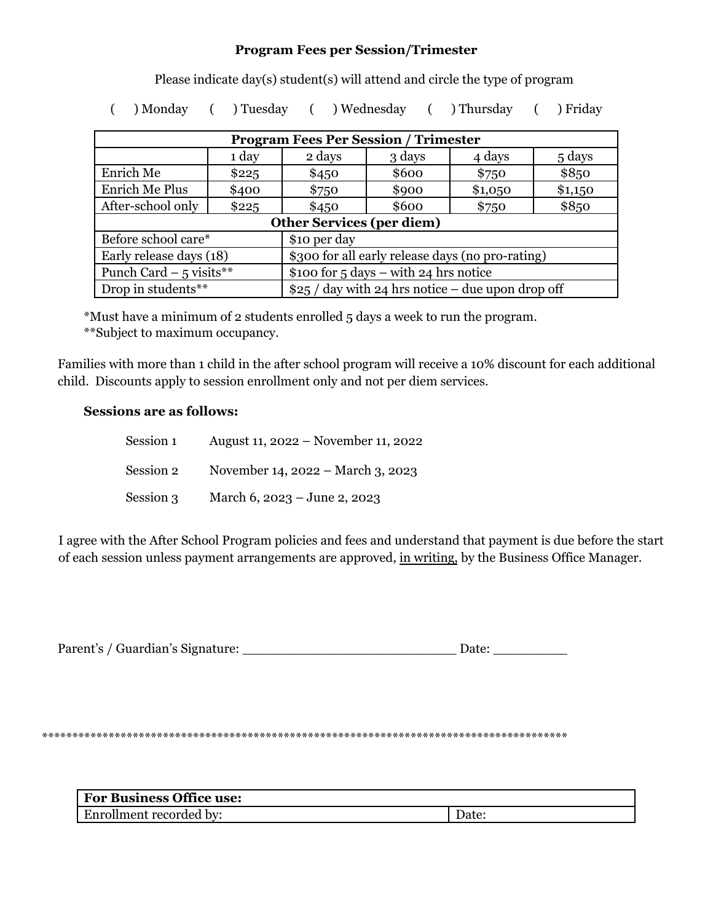**Program Fees per Session/Trimester**

Please indicate day(s) student(s) will attend and circle the type of program

(   ) Monday   (   ) Tuesday   (   ) Wednesday   (   ) Thursday   (   ) Friday

| Program Fees Per Session / Trimester | | | | | |
|---|---|---|---|---|---|
| | 1 day | 2 days | 3 days | 4 days | 5 days |
| Enrich Me | $225 | $450 | $600 | $750 | $850 |
| Enrich Me Plus | $400 | $750 | $900 | $1,050 | $1,150 |
| After-school only | $225 | $450 | $600 | $750 | $850 |
| **Other Services (per diem)** | | | | | |
| Before school care* | $10 per day | | | | |
| Early release days (18) | $300 for all early release days (no pro-rating) | | | | |
| Punch Card – 5 visits** | $100 for 5 days – with 24 hrs notice | | | | |
| Drop in students** | $25 / day with 24 hrs notice – due upon drop off | | | | |

*Must have a minimum of 2 students enrolled 5 days a week to run the program.
**Subject to maximum occupancy.

Families with more than 1 child in the after school program will receive a 10% discount for each additional child. Discounts apply to session enrollment only and not per diem services.

**Sessions are as follows:**

Session 1   August 11, 2022 – November 11, 2022

Session 2   November 14, 2022 – March 3, 2023

Session 3   March 6, 2023 – June 2, 2023

I agree with the After School Program policies and fees and understand that payment is due before the start of each session unless payment arrangements are approved, in writing, by the Business Office Manager.

Parent's / Guardian's Signature: ___________________________ Date: __________

*******************************************************************************************

| For Business Office use: | |
|---|---|
| Enrollment recorded by: | Date: |